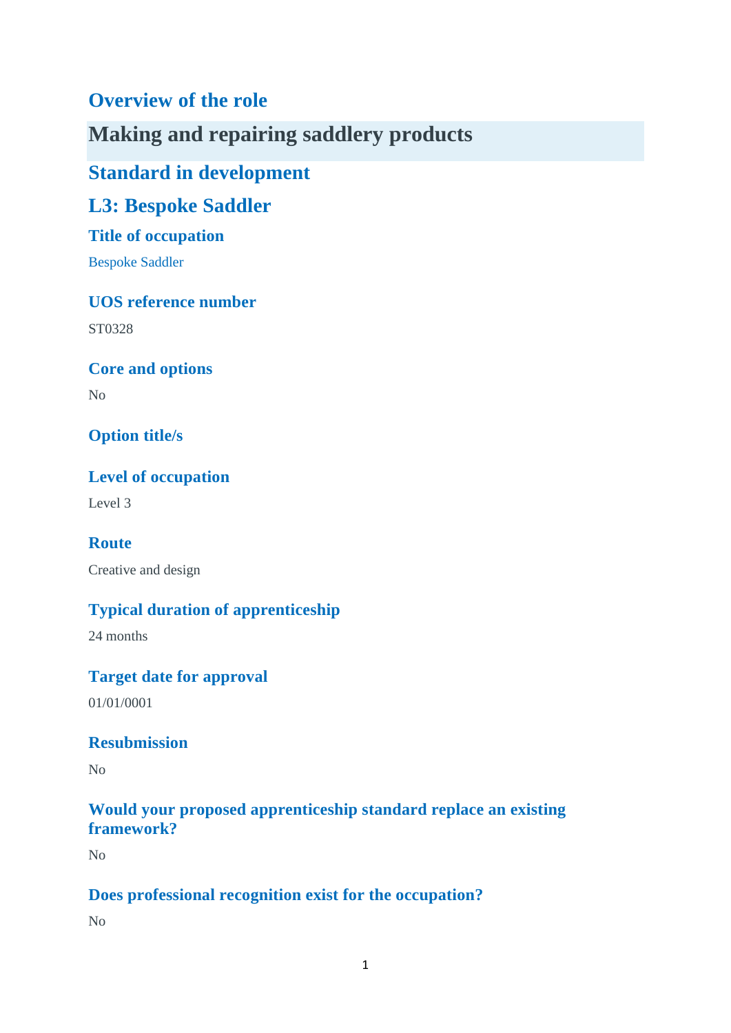# Overview of the role

## Making and repairing saddlery products

## Standard in development

## L3: Bespoke Saddler

### Title of occupation

Bespoke Saddler

### UOS reference number

ST0328

### Core and options

No

### Option title/s

### Level of occupation

Level 3

### Route

Creative and design

### Typical duration of apprenticeship

24 months

### Target date for approval

01/01/0001

### Resubmission

No

### Would your proposed apprenticeship standard replace an existing framework?

No

### Does professional recognition exist for the occupation?

No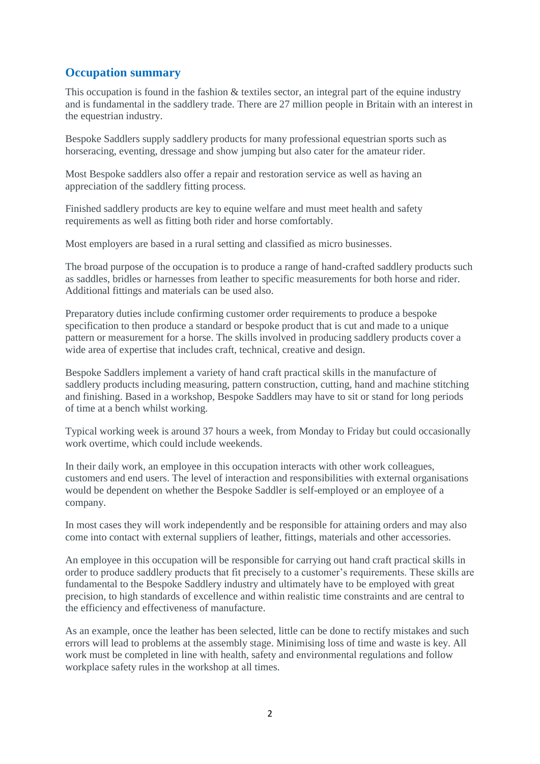## Occupation summary

This occupation is found in the fashion & textiles sector, an integral part of the equine industry and is fundamental in the saddlery trade. There are 27 million people in Britain with an interest in the equestrian industry.

Bespoke Saddlers supply saddlery products for many professional equestrian sports such as horseracing, eventing, dressage and show jumping but also cater for the amateur rider.

Most Bespoke saddlers also offer a repair and restoration service as well as having an appreciation of the saddlery fitting process.

Finished saddlery products are key to equine welfare and must meet health and safety requirements as well as fitting both rider and horse comfortably.

Most employers are based in a rural setting and classified as micro businesses.

The broad purpose of the occupation is to produce a range of hand-crafted saddlery products such as saddles, bridles or harnesses from leather to specific measurements for both horse and rider. Additional fittings and materials can be used also.

Preparatory duties include confirming customer order requirements to produce a bespoke specification to then produce a standard or bespoke product that is cut and made to a unique pattern or measurement for a horse. The skills involved in producing saddlery products cover a wide area of expertise that includes craft, technical, creative and design.

Bespoke Saddlers implement a variety of hand craft practical skills in the manufacture of saddlery products including measuring, pattern construction, cutting, hand and machine stitching and finishing. Based in a workshop, Bespoke Saddlers may have to sit or stand for long periods of time at a bench whilst working.

Typical working week is around 37 hours a week, from Monday to Friday but could occasionally work overtime, which could include weekends.

In their daily work, an employee in this occupation interacts with other work colleagues, customers and end users. The level of interaction and responsibilities with external organisations would be dependent on whether the Bespoke Saddler is self-employed or an employee of a company.

In most cases they will work independently and be responsible for attaining orders and may also come into contact with external suppliers of leather, fittings, materials and other accessories.

An employee in this occupation will be responsible for carrying out hand craft practical skills in order to produce saddlery products that fit precisely to a customer's requirements. These skills are fundamental to the Bespoke Saddlery industry and ultimately have to be employed with great precision, to high standards of excellence and within realistic time constraints and are central to the efficiency and effectiveness of manufacture.

As an example, once the leather has been selected, little can be done to rectify mistakes and such errors will lead to problems at the assembly stage. Minimising loss of time and waste is key. All work must be completed in line with health, safety and environmental regulations and follow workplace safety rules in the workshop at all times.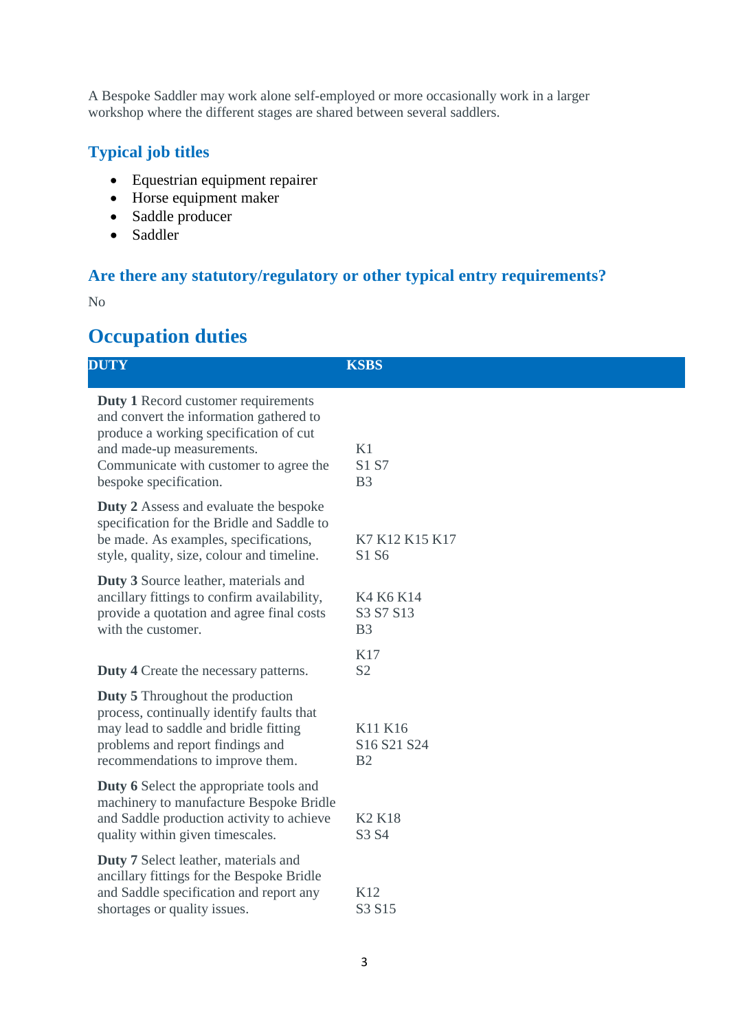A Bespoke Saddler may work alone self-employed or more occasionally work in a larger workshop where the different stages are shared between several saddlers.

### Typical job titles

- Equestrian equipment repairer
- Horse equipment maker
- Saddle producer
- Saddler

### Are there any statutory/regulatory or other typical entry requirements?

No

## Occupation duties

| DUTY | KSBS |
|---|---|
| **Duty 1** Record customer requirements and convert the information gathered to produce a working specification of cut and made-up measurements. Communicate with customer to agree the bespoke specification. | K1<br>S1 S7<br>B3 |
| **Duty 2** Assess and evaluate the bespoke specification for the Bridle and Saddle to be made. As examples, specifications, style, quality, size, colour and timeline. | K7 K12 K15 K17<br>S1 S6 |
| **Duty 3** Source leather, materials and ancillary fittings to confirm availability, provide a quotation and agree final costs with the customer. | K4 K6 K14<br>S3 S7 S13<br>B3 |
| **Duty 4** Create the necessary patterns. | K17<br>S2 |
| **Duty 5** Throughout the production process, continually identify faults that may lead to saddle and bridle fitting problems and report findings and recommendations to improve them. | K11 K16<br>S16 S21 S24<br>B2 |
| **Duty 6** Select the appropriate tools and machinery to manufacture Bespoke Bridle and Saddle production activity to achieve quality within given timescales. | K2 K18<br>S3 S4 |
| **Duty 7** Select leather, materials and ancillary fittings for the Bespoke Bridle and Saddle specification and report any shortages or quality issues. | K12<br>S3 S15 |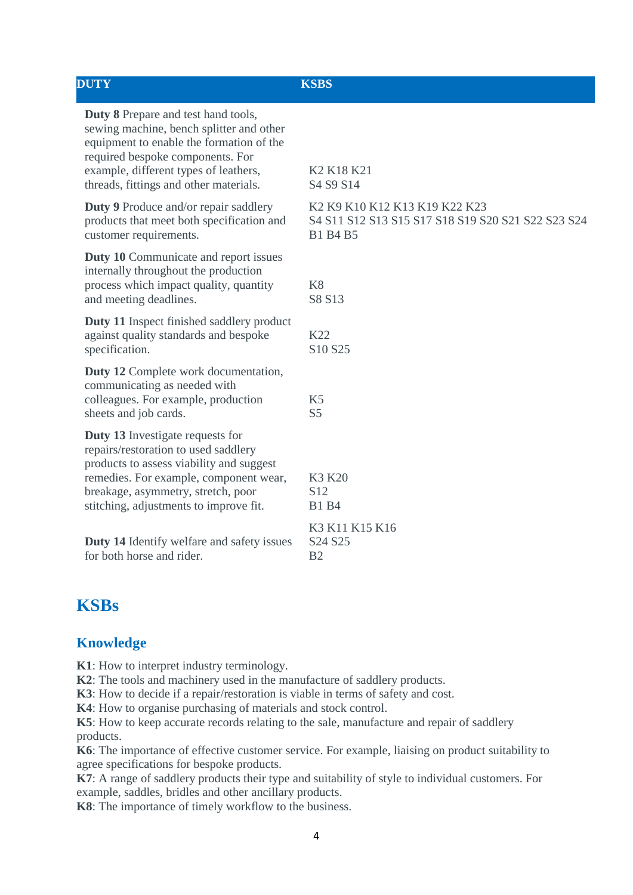| DUTY | KSBS |
|---|---|
| **Duty 8** Prepare and test hand tools, sewing machine, bench splitter and other equipment to enable the formation of the required bespoke components. For example, different types of leathers, threads, fittings and other materials. | K2 K18 K21<br>S4 S9 S14 |
| **Duty 9** Produce and/or repair saddlery products that meet both specification and customer requirements. | K2 K9 K10 K12 K13 K19 K22 K23<br>S4 S11 S12 S13 S15 S17 S18 S19 S20 S21 S22 S23 S24<br>B1 B4 B5 |
| **Duty 10** Communicate and report issues internally throughout the production process which impact quality, quantity and meeting deadlines. | K8<br>S8 S13 |
| **Duty 11** Inspect finished saddlery product against quality standards and bespoke specification. | K22<br>S10 S25 |
| **Duty 12** Complete work documentation, communicating as needed with colleagues. For example, production sheets and job cards. | K5<br>S5 |
| **Duty 13** Investigate requests for repairs/restoration to used saddlery products to assess viability and suggest remedies. For example, component wear, breakage, asymmetry, stretch, poor stitching, adjustments to improve fit. | K3 K20<br>S12<br>B1 B4 |
| **Duty 14** Identify welfare and safety issues for both horse and rider. | K3 K11 K15 K16<br>S24 S25<br>B2 |

## KSBs

### Knowledge

**K1**: How to interpret industry terminology.
**K2**: The tools and machinery used in the manufacture of saddlery products.
**K3**: How to decide if a repair/restoration is viable in terms of safety and cost.
**K4**: How to organise purchasing of materials and stock control.
**K5**: How to keep accurate records relating to the sale, manufacture and repair of saddlery products.
**K6**: The importance of effective customer service. For example, liaising on product suitability to agree specifications for bespoke products.
**K7**: A range of saddlery products their type and suitability of style to individual customers. For example, saddles, bridles and other ancillary products.
**K8**: The importance of timely workflow to the business.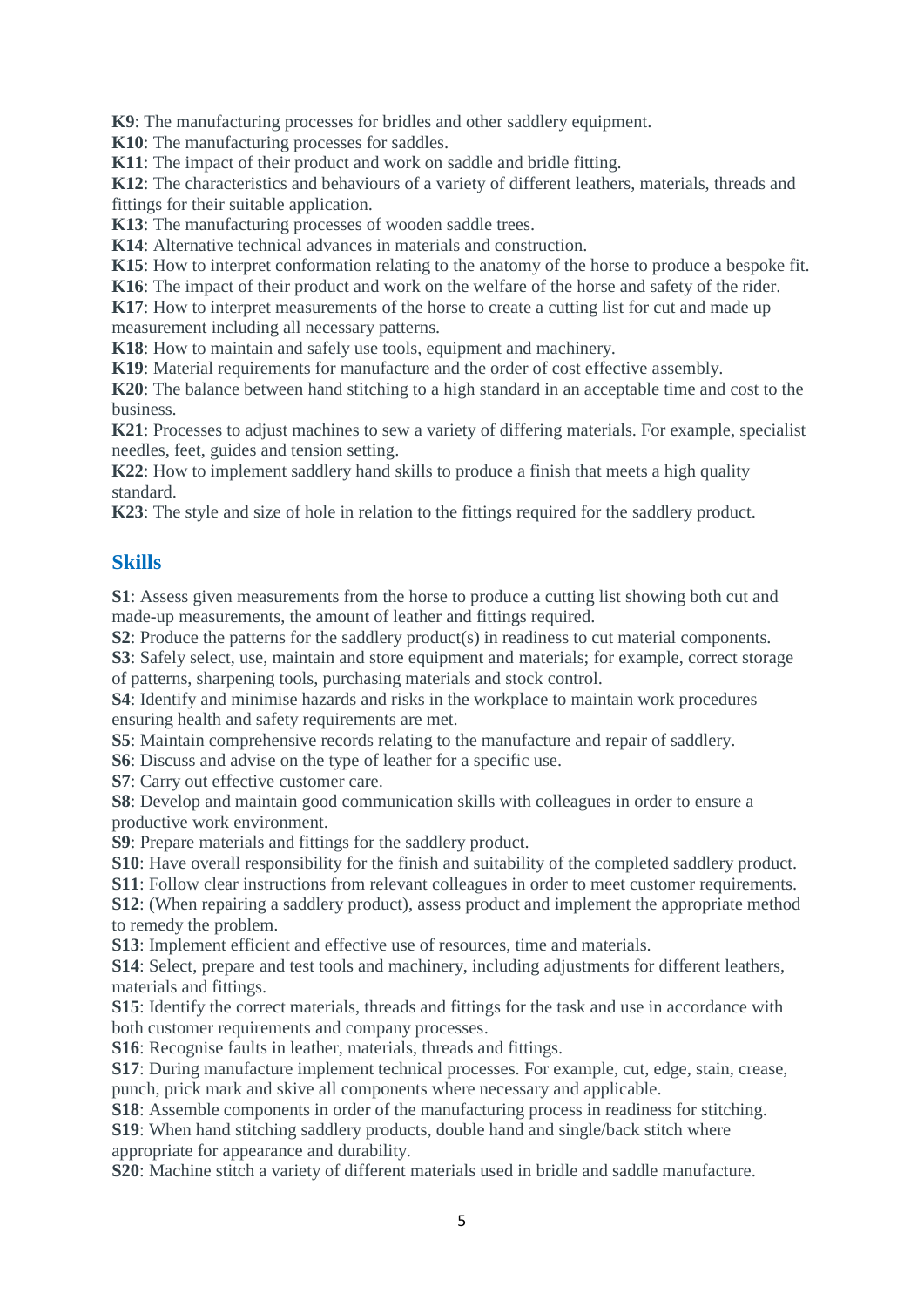**K9**: The manufacturing processes for bridles and other saddlery equipment.
**K10**: The manufacturing processes for saddles.
**K11**: The impact of their product and work on saddle and bridle fitting.
**K12**: The characteristics and behaviours of a variety of different leathers, materials, threads and fittings for their suitable application.
**K13**: The manufacturing processes of wooden saddle trees.
**K14**: Alternative technical advances in materials and construction.
**K15**: How to interpret conformation relating to the anatomy of the horse to produce a bespoke fit.
**K16**: The impact of their product and work on the welfare of the horse and safety of the rider.
**K17**: How to interpret measurements of the horse to create a cutting list for cut and made up measurement including all necessary patterns.
**K18**: How to maintain and safely use tools, equipment and machinery.
**K19**: Material requirements for manufacture and the order of cost effective assembly.
**K20**: The balance between hand stitching to a high standard in an acceptable time and cost to the business.
**K21**: Processes to adjust machines to sew a variety of differing materials. For example, specialist needles, feet, guides and tension setting.
**K22**: How to implement saddlery hand skills to produce a finish that meets a high quality standard.
**K23**: The style and size of hole in relation to the fittings required for the saddlery product.

## Skills

**S1**: Assess given measurements from the horse to produce a cutting list showing both cut and made-up measurements, the amount of leather and fittings required.
**S2**: Produce the patterns for the saddlery product(s) in readiness to cut material components.
**S3**: Safely select, use, maintain and store equipment and materials; for example, correct storage of patterns, sharpening tools, purchasing materials and stock control.
**S4**: Identify and minimise hazards and risks in the workplace to maintain work procedures ensuring health and safety requirements are met.
**S5**: Maintain comprehensive records relating to the manufacture and repair of saddlery.
**S6**: Discuss and advise on the type of leather for a specific use.
**S7**: Carry out effective customer care.
**S8**: Develop and maintain good communication skills with colleagues in order to ensure a productive work environment.
**S9**: Prepare materials and fittings for the saddlery product.
**S10**: Have overall responsibility for the finish and suitability of the completed saddlery product.
**S11**: Follow clear instructions from relevant colleagues in order to meet customer requirements.
**S12**: (When repairing a saddlery product), assess product and implement the appropriate method to remedy the problem.
**S13**: Implement efficient and effective use of resources, time and materials.
**S14**: Select, prepare and test tools and machinery, including adjustments for different leathers, materials and fittings.
**S15**: Identify the correct materials, threads and fittings for the task and use in accordance with both customer requirements and company processes.
**S16**: Recognise faults in leather, materials, threads and fittings.
**S17**: During manufacture implement technical processes. For example, cut, edge, stain, crease, punch, prick mark and skive all components where necessary and applicable.
**S18**: Assemble components in order of the manufacturing process in readiness for stitching.
**S19**: When hand stitching saddlery products, double hand and single/back stitch where appropriate for appearance and durability.
**S20**: Machine stitch a variety of different materials used in bridle and saddle manufacture.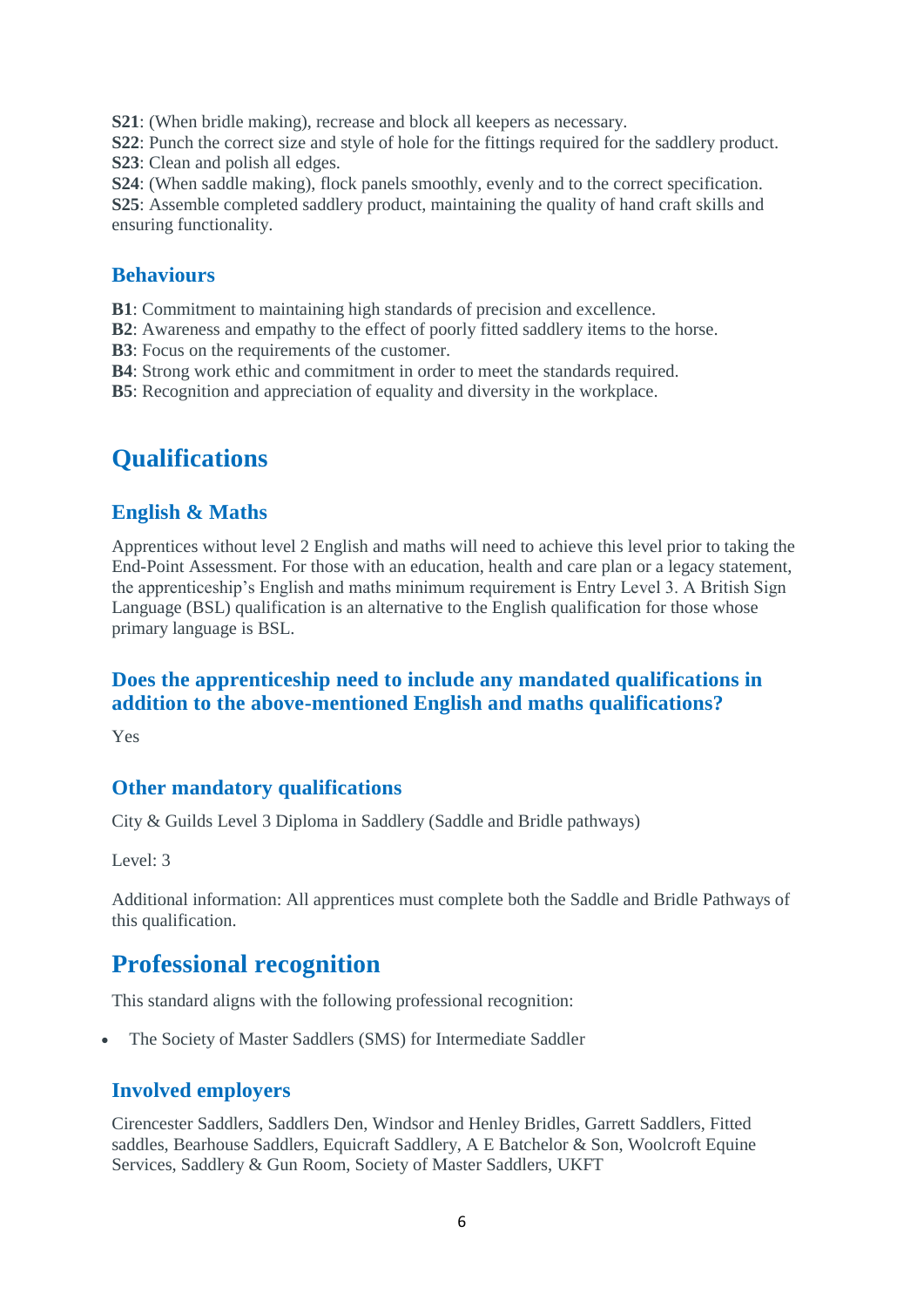**S21**: (When bridle making), recreate and block all keepers as necessary.
**S22**: Punch the correct size and style of hole for the fittings required for the saddlery product.
**S23**: Clean and polish all edges.
**S24**: (When saddle making), flock panels smoothly, evenly and to the correct specification.
**S25**: Assemble completed saddlery product, maintaining the quality of hand craft skills and ensuring functionality.

### Behaviours

**B1**: Commitment to maintaining high standards of precision and excellence.
**B2**: Awareness and empathy to the effect of poorly fitted saddlery items to the horse.
**B3**: Focus on the requirements of the customer.
**B4**: Strong work ethic and commitment in order to meet the standards required.
**B5**: Recognition and appreciation of equality and diversity in the workplace.

## Qualifications

### English & Maths

Apprentices without level 2 English and maths will need to achieve this level prior to taking the End-Point Assessment. For those with an education, health and care plan or a legacy statement, the apprenticeship's English and maths minimum requirement is Entry Level 3. A British Sign Language (BSL) qualification is an alternative to the English qualification for those whose primary language is BSL.

### Does the apprenticeship need to include any mandated qualifications in addition to the above-mentioned English and maths qualifications?

Yes

### Other mandatory qualifications

City & Guilds Level 3 Diploma in Saddlery (Saddle and Bridle pathways)

Level: 3

Additional information: All apprentices must complete both the Saddle and Bridle Pathways of this qualification.

## Professional recognition

This standard aligns with the following professional recognition:

- The Society of Master Saddlers (SMS) for Intermediate Saddler

### Involved employers

Cirencester Saddlers, Saddlers Den, Windsor and Henley Bridles, Garrett Saddlers, Fitted saddles, Bearhouse Saddlers, Equicraft Saddlery, A E Batchelor & Son, Woolcroft Equine Services, Saddlery & Gun Room, Society of Master Saddlers, UKFT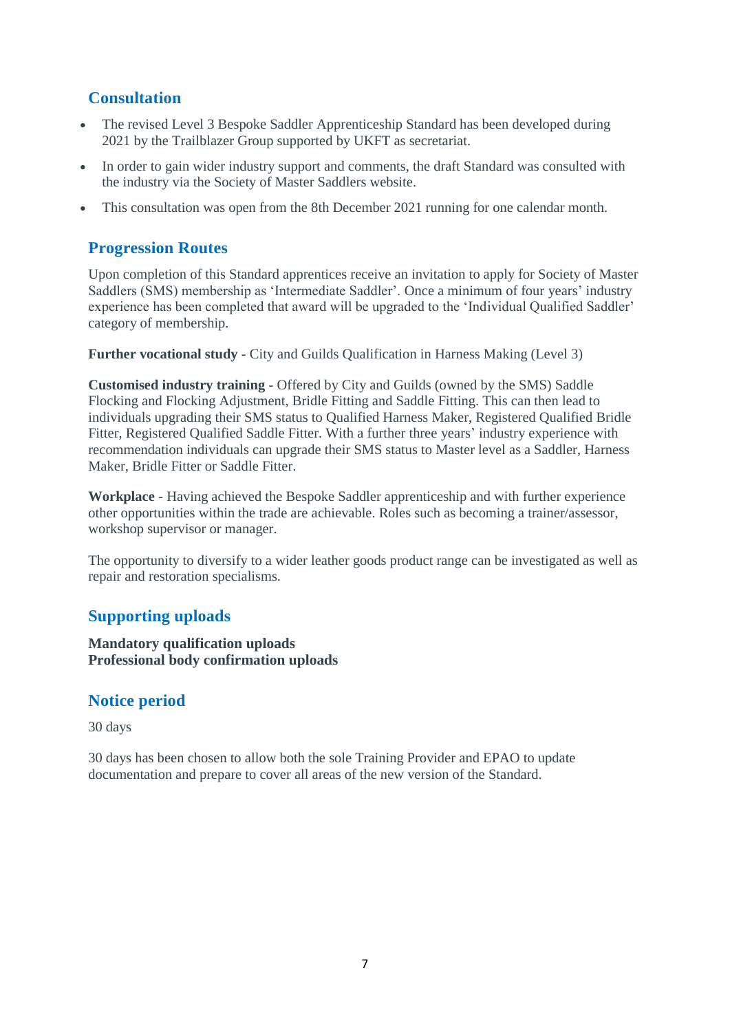## Consultation

- The revised Level 3 Bespoke Saddler Apprenticeship Standard has been developed during 2021 by the Trailblazer Group supported by UKFT as secretariat.
- In order to gain wider industry support and comments, the draft Standard was consulted with the industry via the Society of Master Saddlers website.
- This consultation was open from the 8th December 2021 running for one calendar month.

## Progression Routes

Upon completion of this Standard apprentices receive an invitation to apply for Society of Master Saddlers (SMS) membership as 'Intermediate Saddler'. Once a minimum of four years' industry experience has been completed that award will be upgraded to the 'Individual Qualified Saddler' category of membership.

**Further vocational study** - City and Guilds Qualification in Harness Making (Level 3)

**Customised industry training** - Offered by City and Guilds (owned by the SMS) Saddle Flocking and Flocking Adjustment, Bridle Fitting and Saddle Fitting. This can then lead to individuals upgrading their SMS status to Qualified Harness Maker, Registered Qualified Bridle Fitter, Registered Qualified Saddle Fitter. With a further three years' industry experience with recommendation individuals can upgrade their SMS status to Master level as a Saddler, Harness Maker, Bridle Fitter or Saddle Fitter.

**Workplace** - Having achieved the Bespoke Saddler apprenticeship and with further experience other opportunities within the trade are achievable. Roles such as becoming a trainer/assessor, workshop supervisor or manager.

The opportunity to diversify to a wider leather goods product range can be investigated as well as repair and restoration specialisms.

## Supporting uploads

**Mandatory qualification uploads**
**Professional body confirmation uploads**

## Notice period

30 days

30 days has been chosen to allow both the sole Training Provider and EPAO to update documentation and prepare to cover all areas of the new version of the Standard.